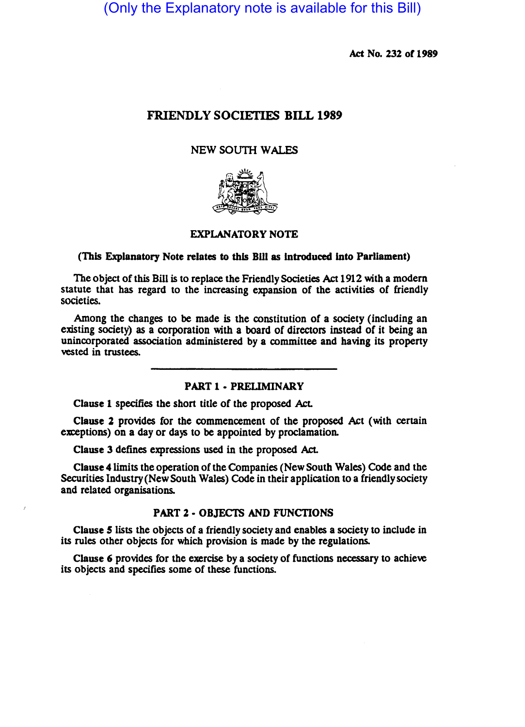(Only the Explanatory note is available for this Bill)

Act No. 232 of 1989

# FRIENDLY SOCIETIES BILL 1989

NEW SOUTH WALES

## EXPLANATORY NOTE

**(This Explanatory Note relates to this Bill as introduced into Parliament)**

The object of this Bill is to replace the Friendly Societies Act 1912 with a modern statute that has regard to the increasing expansion of the activities of friendly societies.

Among the changes to be made is the constitution of a society (including an existing society) as a corporation with a board of directors instead of it being an unincorporated association administered by a committee and having its property vested in trustees.

---

### PART 1 - PRELIMINARY

**Clause 1** specifies the short title of the proposed Act.

**Clause 2** provides for the commencement of the proposed Act (with certain exceptions) on a day or days to be appointed by proclamation.

**Clause 3** defines expressions used in the proposed Act.

**Clause 4** limits the operation of the Companies (New South Wales) Code and the Securities Industry (New South Wales) Code in their application to a friendly society and related organisations.

### PART 2 - OBJECTS AND FUNCTIONS

**Clause 5** lists the objects of a friendly society and enables a society to include in its rules other objects for which provision is made by the regulations.

**Clause 6** provides for the exercise by a society of functions necessary to achieve its objects and specifies some of these functions.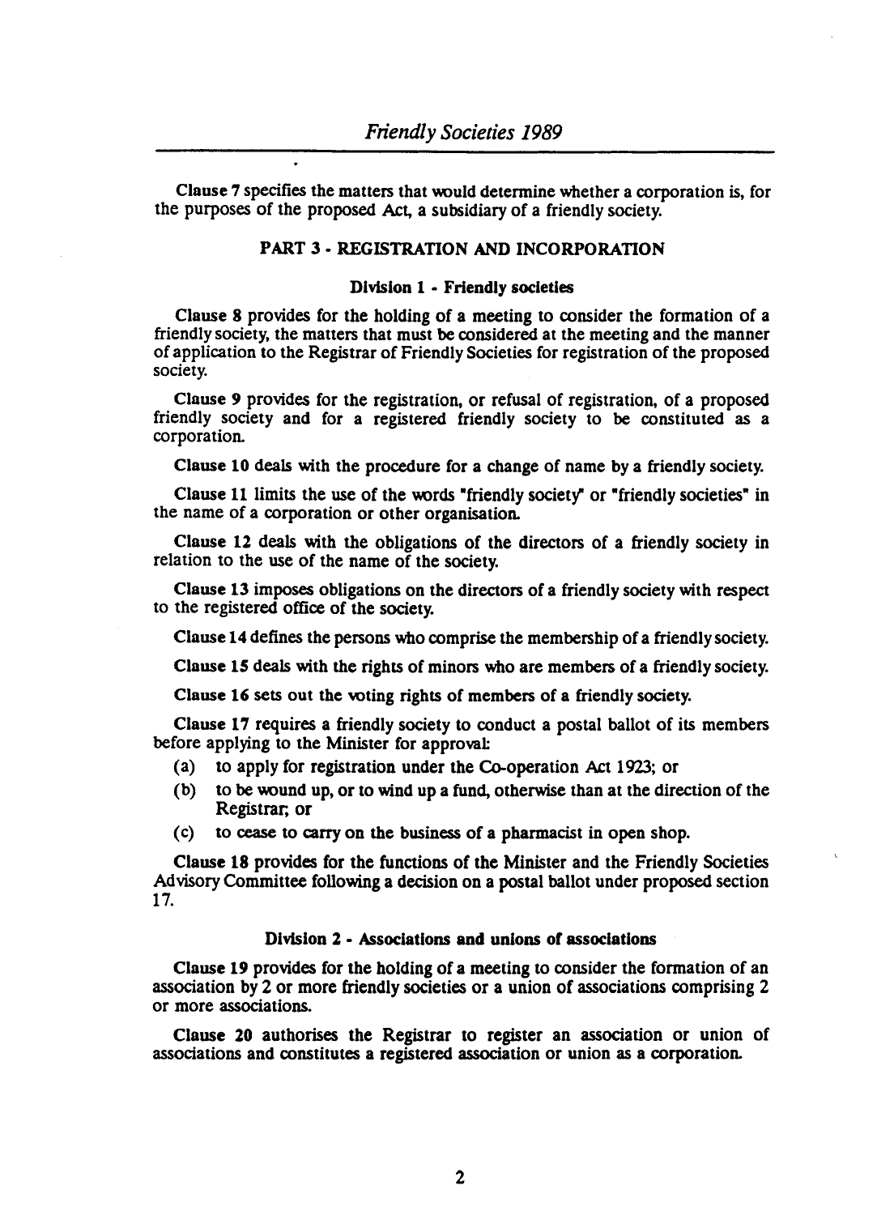Clause 7 specifies the matters that would determine whether a corporation is, for the purposes of the proposed Act, a subsidiary of a friendly society.

## PART 3 - REGISTRATION AND INCORPORATION

### Division 1 - Friendly societies

Clause 8 provides for the holding of a meeting to consider the formation of a friendly society, the matters that must be considered at the meeting and the manner of application to the Registrar of Friendly Societies for registration of the proposed society.

Clause 9 provides for the registration, or refusal of registration, of a proposed friendly society and for a registered friendly society to be constituted as a corporation.

Clause 10 deals with the procedure for a change of name by a friendly society.

Clause 11 limits the use of the words "friendly society" or "friendly societies" in the name of a corporation or other organisation.

Clause 12 deals with the obligations of the directors of a friendly society in relation to the use of the name of the society.

Clause 13 imposes obligations on the directors of a friendly society with respect to the registered office of the society.

Clause 14 defines the persons who comprise the membership of a friendly society.

Clause 15 deals with the rights of minors who are members of a friendly society.

Clause 16 sets out the voting rights of members of a friendly society.

Clause 17 requires a friendly society to conduct a postal ballot of its members before applying to the Minister for approval:

- (a) to apply for registration under the Co-operation Act 1923; or
- (b) to be wound up, or to wind up a fund, otherwise than at the direction of the Registrar; or
- (c) to cease to carry on the business of a pharmacist in open shop.

Clause 18 provides for the functions of the Minister and the Friendly Societies Advisory Committee following a decision on a postal ballot under proposed section 17.

### Division 2 - Associations and unions of associations

Clause 19 provides for the holding of a meeting to consider the formation of an association by 2 or more friendly societies or a union of associations comprising 2 or more associations.

Clause 20 authorises the Registrar to register an association or union of associations and constitutes a registered association or union as a corporation.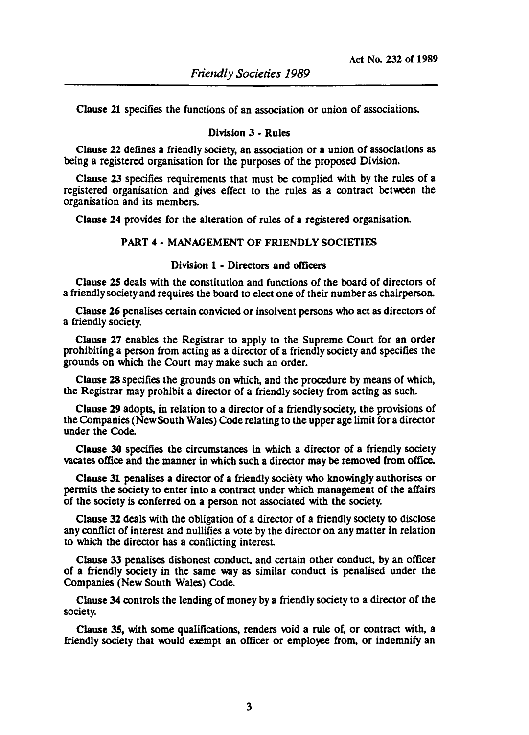Clause 21 specifies the functions of an association or union of associations.

### Division 3 - Rules

Clause 22 defines a friendly society, an association or a union of associations as being a registered organisation for the purposes of the proposed Division.

Clause 23 specifies requirements that must be complied with by the rules of a registered organisation and gives effect to the rules as a contract between the organisation and its members.

Clause 24 provides for the alteration of rules of a registered organisation.

## PART 4 - MANAGEMENT OF FRIENDLY SOCIETIES

### Division 1 - Directors and officers

Clause 25 deals with the constitution and functions of the board of directors of a friendly society and requires the board to elect one of their number as chairperson.

Clause 26 penalises certain convicted or insolvent persons who act as directors of a friendly society.

Clause 27 enables the Registrar to apply to the Supreme Court for an order prohibiting a person from acting as a director of a friendly society and specifies the grounds on which the Court may make such an order.

Clause 28 specifies the grounds on which, and the procedure by means of which, the Registrar may prohibit a director of a friendly society from acting as such.

Clause 29 adopts, in relation to a director of a friendly society, the provisions of the Companies (New South Wales) Code relating to the upper age limit for a director under the Code.

Clause 30 specifies the circumstances in which a director of a friendly society vacates office and the manner in which such a director may be removed from office.

Clause 31 penalises a director of a friendly society who knowingly authorises or permits the society to enter into a contract under which management of the affairs of the society is conferred on a person not associated with the society.

Clause 32 deals with the obligation of a director of a friendly society to disclose any conflict of interest and nullifies a vote by the director on any matter in relation to which the director has a conflicting interest.

Clause 33 penalises dishonest conduct, and certain other conduct, by an officer of a friendly society in the same way as similar conduct is penalised under the Companies (New South Wales) Code.

Clause 34 controls the lending of money by a friendly society to a director of the society.

Clause 35, with some qualifications, renders void a rule of, or contract with, a friendly society that would exempt an officer or employee from, or indemnify an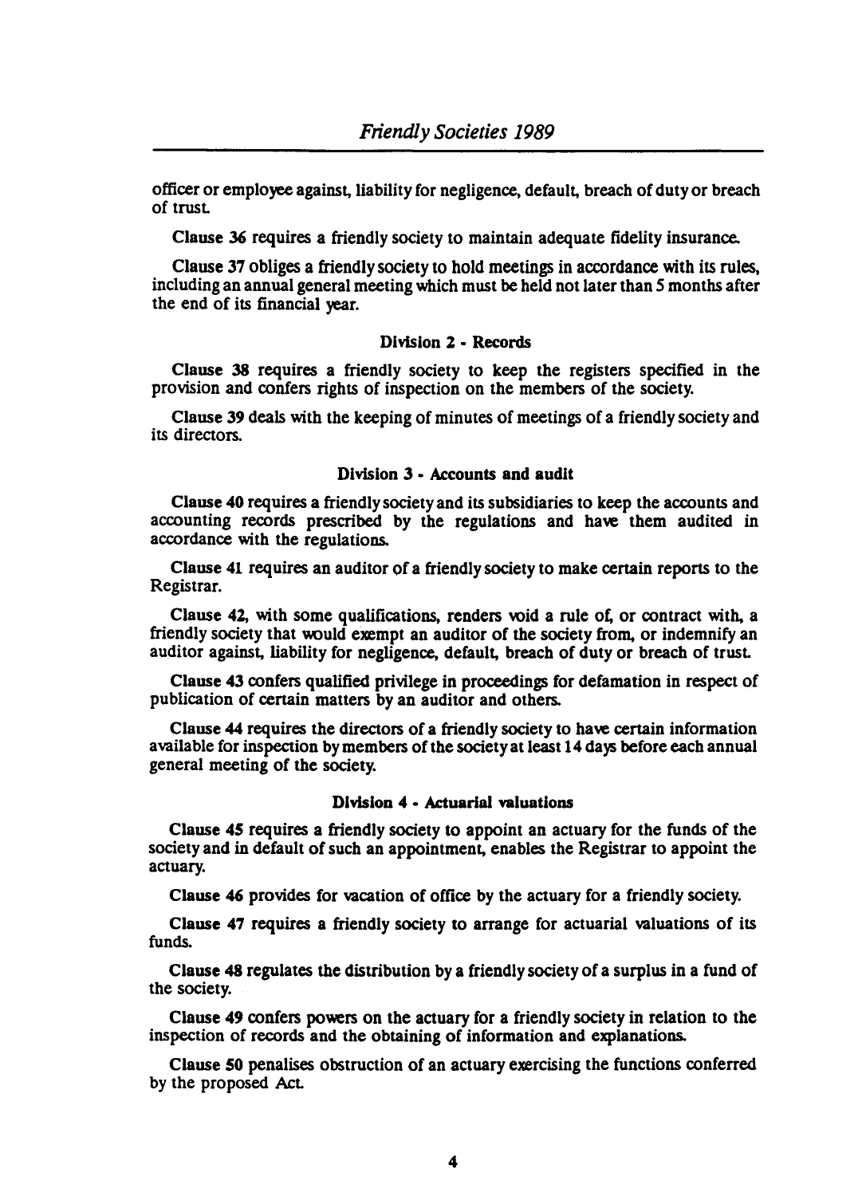officer or employee against, liability for negligence, default, breach of duty or breach of trust.

**Clause 36** requires a friendly society to maintain adequate fidelity insurance.

**Clause 37** obliges a friendly society to hold meetings in accordance with its rules, including an annual general meeting which must be held not later than 5 months after the end of its financial year.

### Division 2 - Records

**Clause 38** requires a friendly society to keep the registers specified in the provision and confers rights of inspection on the members of the society.

**Clause 39** deals with the keeping of minutes of meetings of a friendly society and its directors.

### Division 3 - Accounts and audit

**Clause 40** requires a friendly society and its subsidiaries to keep the accounts and accounting records prescribed by the regulations and have them audited in accordance with the regulations.

**Clause 41** requires an auditor of a friendly society to make certain reports to the Registrar.

**Clause 42**, with some qualifications, renders void a rule of, or contract with, a friendly society that would exempt an auditor of the society from, or indemnify an auditor against, liability for negligence, default, breach of duty or breach of trust.

**Clause 43** confers qualified privilege in proceedings for defamation in respect of publication of certain matters by an auditor and others.

**Clause 44** requires the directors of a friendly society to have certain information available for inspection by members of the society at least 14 days before each annual general meeting of the society.

### Division 4 - Actuarial valuations

**Clause 45** requires a friendly society to appoint an actuary for the funds of the society and in default of such an appointment, enables the Registrar to appoint the actuary.

**Clause 46** provides for vacation of office by the actuary for a friendly society.

**Clause 47** requires a friendly society to arrange for actuarial valuations of its funds.

**Clause 48** regulates the distribution by a friendly society of a surplus in a fund of the society.

**Clause 49** confers powers on the actuary for a friendly society in relation to the inspection of records and the obtaining of information and explanations.

**Clause 50** penalises obstruction of an actuary exercising the functions conferred by the proposed Act.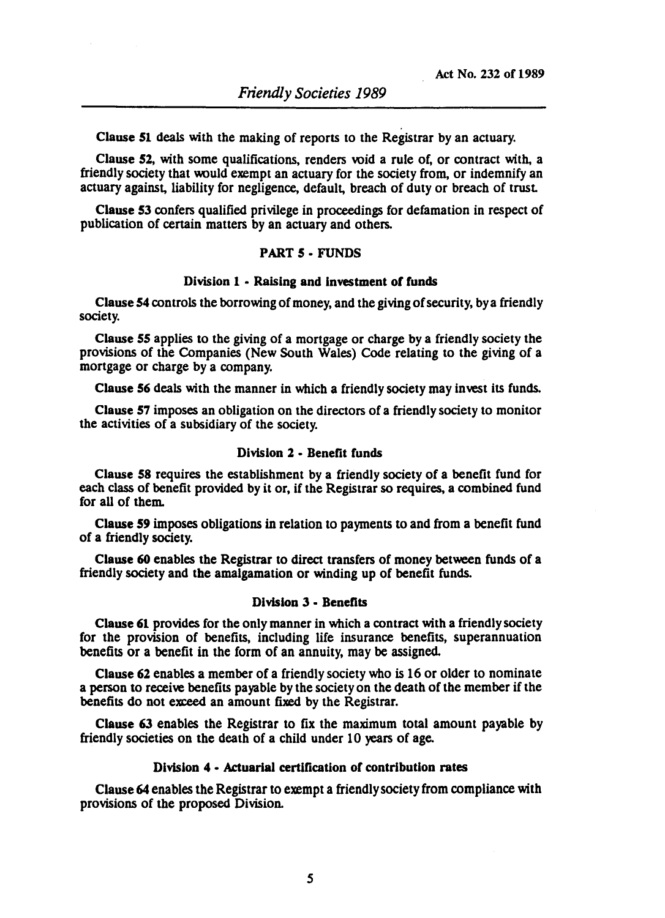**Clause 51** deals with the making of reports to the Registrar by an actuary.

**Clause 52**, with some qualifications, renders void a rule of, or contract with, a friendly society that would exempt an actuary for the society from, or indemnify an actuary against, liability for negligence, default, breach of duty or breach of trust.

**Clause 53** confers qualified privilege in proceedings for defamation in respect of publication of certain matters by an actuary and others.

## PART 5 - FUNDS

### Division 1 - Raising and investment of funds

**Clause 54** controls the borrowing of money, and the giving of security, by a friendly society.

**Clause 55** applies to the giving of a mortgage or charge by a friendly society the provisions of the Companies (New South Wales) Code relating to the giving of a mortgage or charge by a company.

**Clause 56** deals with the manner in which a friendly society may invest its funds.

**Clause 57** imposes an obligation on the directors of a friendly society to monitor the activities of a subsidiary of the society.

### Division 2 - Benefit funds

**Clause 58** requires the establishment by a friendly society of a benefit fund for each class of benefit provided by it or, if the Registrar so requires, a combined fund for all of them.

**Clause 59** imposes obligations in relation to payments to and from a benefit fund of a friendly society.

**Clause 60** enables the Registrar to direct transfers of money between funds of a friendly society and the amalgamation or winding up of benefit funds.

### Division 3 - Benefits

**Clause 61** provides for the only manner in which a contract with a friendly society for the provision of benefits, including life insurance benefits, superannuation benefits or a benefit in the form of an annuity, may be assigned.

**Clause 62** enables a member of a friendly society who is 16 or older to nominate a person to receive benefits payable by the society on the death of the member if the benefits do not exceed an amount fixed by the Registrar.

**Clause 63** enables the Registrar to fix the maximum total amount payable by friendly societies on the death of a child under 10 years of age.

### Division 4 - Actuarial certification of contribution rates

**Clause 64** enables the Registrar to exempt a friendly society from compliance with provisions of the proposed Division.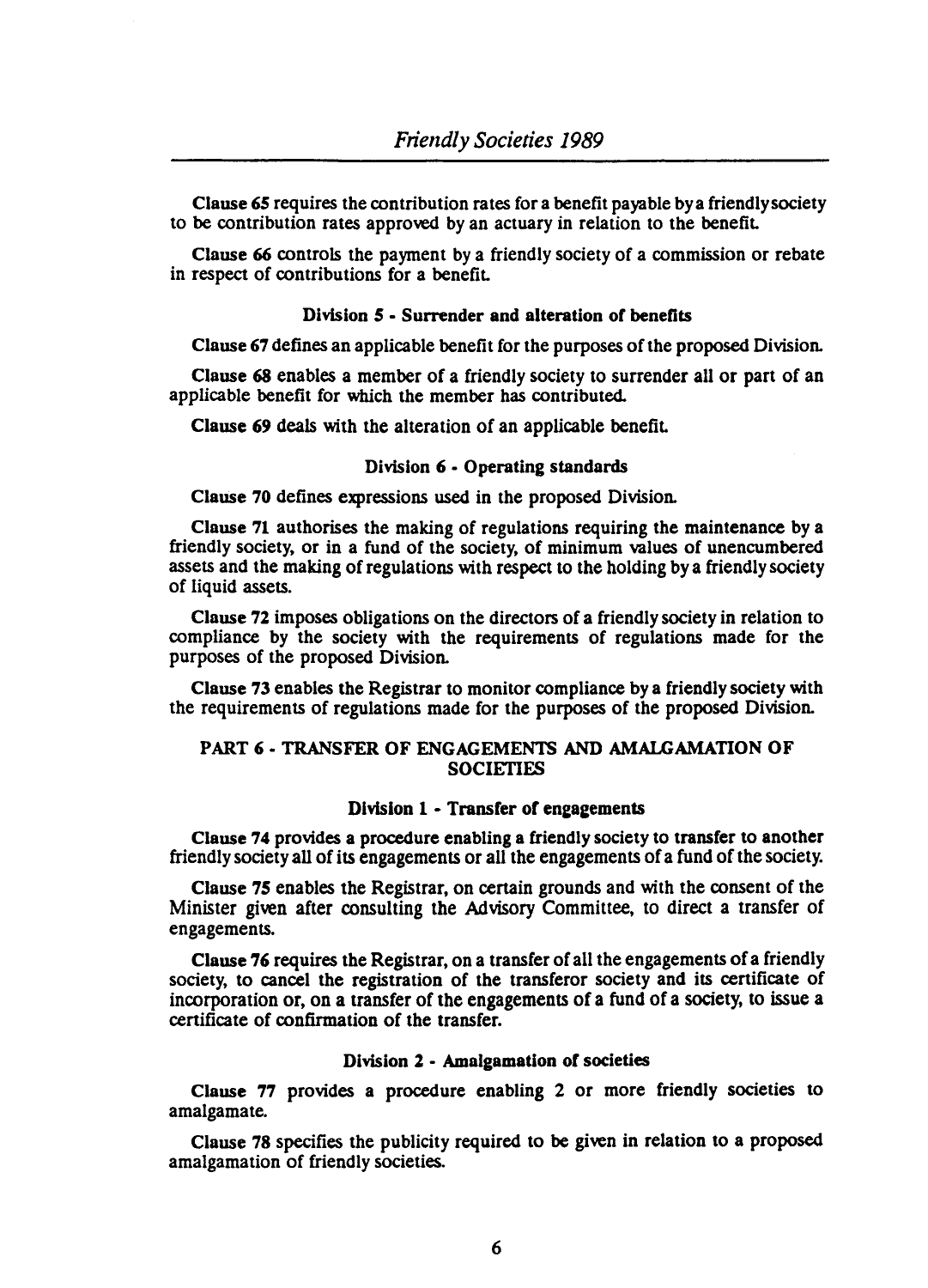**Clause 65** requires the contribution rates for a benefit payable by a friendly society to be contribution rates approved by an actuary in relation to the benefit.

**Clause 66** controls the payment by a friendly society of a commission or rebate in respect of contributions for a benefit.

### Division 5 - Surrender and alteration of benefits

**Clause 67** defines an applicable benefit for the purposes of the proposed Division.

**Clause 68** enables a member of a friendly society to surrender all or part of an applicable benefit for which the member has contributed.

**Clause 69** deals with the alteration of an applicable benefit.

### Division 6 - Operating standards

**Clause 70** defines expressions used in the proposed Division.

**Clause 71** authorises the making of regulations requiring the maintenance by a friendly society, or in a fund of the society, of minimum values of unencumbered assets and the making of regulations with respect to the holding by a friendly society of liquid assets.

**Clause 72** imposes obligations on the directors of a friendly society in relation to compliance by the society with the requirements of regulations made for the purposes of the proposed Division.

**Clause 73** enables the Registrar to monitor compliance by a friendly society with the requirements of regulations made for the purposes of the proposed Division.

## PART 6 - TRANSFER OF ENGAGEMENTS AND AMALGAMATION OF SOCIETIES

### Division 1 - Transfer of engagements

**Clause 74** provides a procedure enabling a friendly society to transfer to another friendly society all of its engagements or all the engagements of a fund of the society.

**Clause 75** enables the Registrar, on certain grounds and with the consent of the Minister given after consulting the Advisory Committee, to direct a transfer of engagements.

**Clause 76** requires the Registrar, on a transfer of all the engagements of a friendly society, to cancel the registration of the transferor society and its certificate of incorporation or, on a transfer of the engagements of a fund of a society, to issue a certificate of confirmation of the transfer.

### Division 2 - Amalgamation of societies

**Clause 77** provides a procedure enabling 2 or more friendly societies to amalgamate.

**Clause 78** specifies the publicity required to be given in relation to a proposed amalgamation of friendly societies.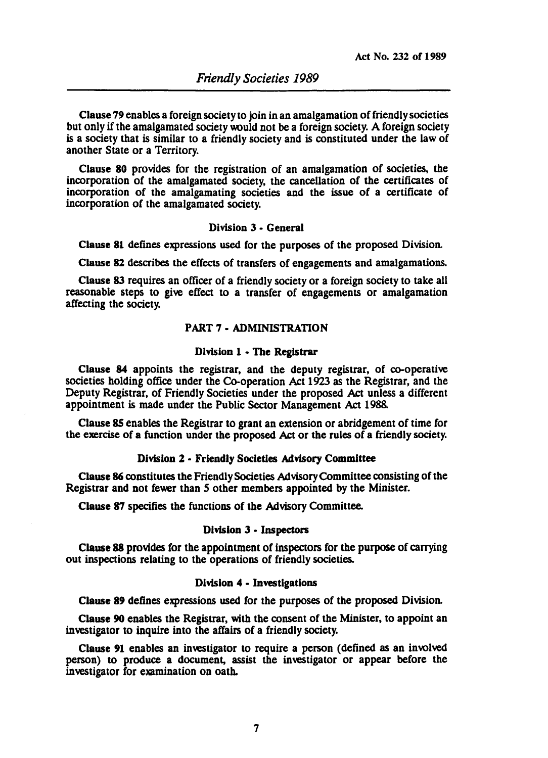Clause 79 enables a foreign society to join in an amalgamation of friendly societies but only if the amalgamated society would not be a foreign society. A foreign society is a society that is similar to a friendly society and is constituted under the law of another State or a Territory.

Clause 80 provides for the registration of an amalgamation of societies, the incorporation of the amalgamated society, the cancellation of the certificates of incorporation of the amalgamating societies and the issue of a certificate of incorporation of the amalgamated society.

### Division 3 - General

Clause 81 defines expressions used for the purposes of the proposed Division.

Clause 82 describes the effects of transfers of engagements and amalgamations.

Clause 83 requires an officer of a friendly society or a foreign society to take all reasonable steps to give effect to a transfer of engagements or amalgamation affecting the society.

## PART 7 - ADMINISTRATION

### Division 1 - The Registrar

Clause 84 appoints the registrar, and the deputy registrar, of co-operative societies holding office under the Co-operation Act 1923 as the Registrar, and the Deputy Registrar, of Friendly Societies under the proposed Act unless a different appointment is made under the Public Sector Management Act 1988.

Clause 85 enables the Registrar to grant an extension or abridgement of time for the exercise of a function under the proposed Act or the rules of a friendly society.

### Division 2 - Friendly Societies Advisory Committee

Clause 86 constitutes the Friendly Societies Advisory Committee consisting of the Registrar and not fewer than 5 other members appointed by the Minister.

Clause 87 specifies the functions of the Advisory Committee.

### Division 3 - Inspectors

Clause 88 provides for the appointment of inspectors for the purpose of carrying out inspections relating to the operations of friendly societies.

### Division 4 - Investigations

Clause 89 defines expressions used for the purposes of the proposed Division.

Clause 90 enables the Registrar, with the consent of the Minister, to appoint an investigator to inquire into the affairs of a friendly society.

Clause 91 enables an investigator to require a person (defined as an involved person) to produce a document, assist the investigator or appear before the investigator for examination on oath.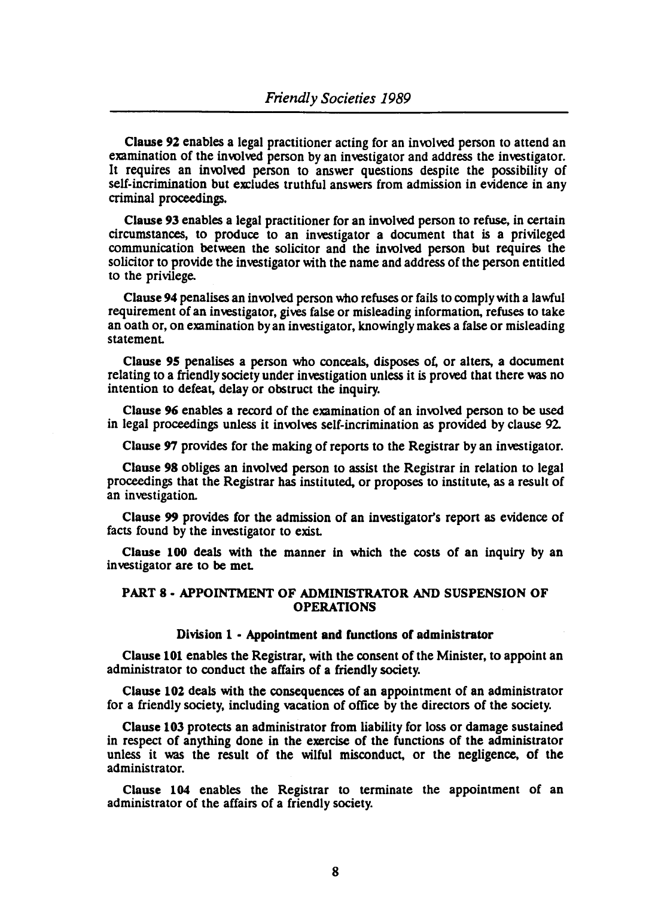**Clause 92** enables a legal practitioner acting for an involved person to attend an examination of the involved person by an investigator and address the investigator. It requires an involved person to answer questions despite the possibility of self-incrimination but excludes truthful answers from admission in evidence in any criminal proceedings.

**Clause 93** enables a legal practitioner for an involved person to refuse, in certain circumstances, to produce to an investigator a document that is a privileged communication between the solicitor and the involved person but requires the solicitor to provide the investigator with the name and address of the person entitled to the privilege.

**Clause 94** penalises an involved person who refuses or fails to comply with a lawful requirement of an investigator, gives false or misleading information, refuses to take an oath or, on examination by an investigator, knowingly makes a false or misleading statement.

**Clause 95** penalises a person who conceals, disposes of, or alters, a document relating to a friendly society under investigation unless it is proved that there was no intention to defeat, delay or obstruct the inquiry.

**Clause 96** enables a record of the examination of an involved person to be used in legal proceedings unless it involves self-incrimination as provided by clause 92.

**Clause 97** provides for the making of reports to the Registrar by an investigator.

**Clause 98** obliges an involved person to assist the Registrar in relation to legal proceedings that the Registrar has instituted, or proposes to institute, as a result of an investigation.

**Clause 99** provides for the admission of an investigator's report as evidence of facts found by the investigator to exist.

**Clause 100** deals with the manner in which the costs of an inquiry by an investigator are to be met.

## PART 8 - APPOINTMENT OF ADMINISTRATOR AND SUSPENSION OF OPERATIONS

### Division 1 - Appointment and functions of administrator

**Clause 101** enables the Registrar, with the consent of the Minister, to appoint an administrator to conduct the affairs of a friendly society.

**Clause 102** deals with the consequences of an appointment of an administrator for a friendly society, including vacation of office by the directors of the society.

**Clause 103** protects an administrator from liability for loss or damage sustained in respect of anything done in the exercise of the functions of the administrator unless it was the result of the wilful misconduct, or the negligence, of the administrator.

**Clause 104** enables the Registrar to terminate the appointment of an administrator of the affairs of a friendly society.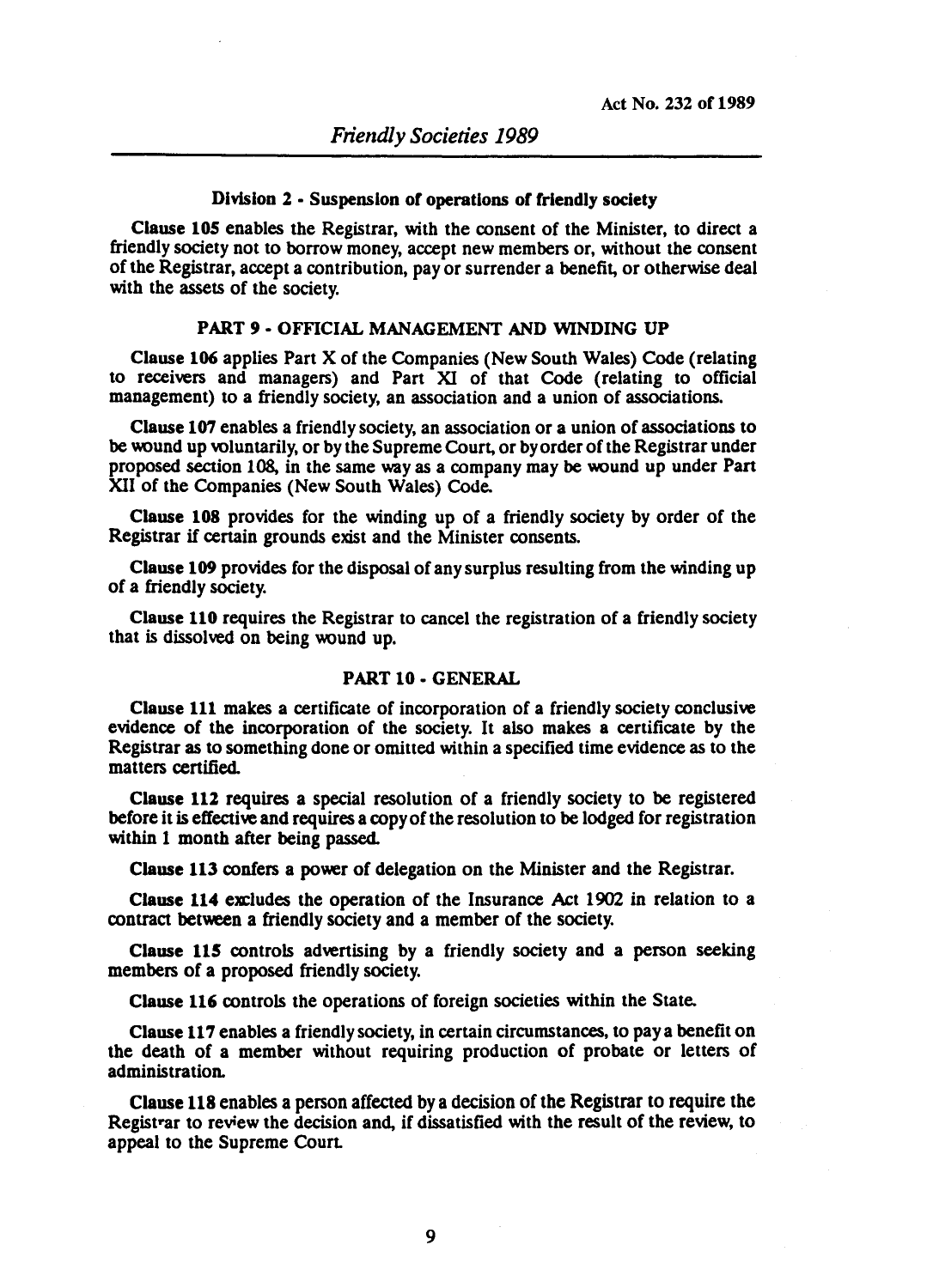### Division 2 - Suspension of operations of friendly society

**Clause 105** enables the Registrar, with the consent of the Minister, to direct a friendly society not to borrow money, accept new members or, without the consent of the Registrar, accept a contribution, pay or surrender a benefit, or otherwise deal with the assets of the society.

## PART 9 - OFFICIAL MANAGEMENT AND WINDING UP

**Clause 106** applies Part X of the Companies (New South Wales) Code (relating to receivers and managers) and Part XI of that Code (relating to official management) to a friendly society, an association and a union of associations.

**Clause 107** enables a friendly society, an association or a union of associations to be wound up voluntarily, or by the Supreme Court, or by order of the Registrar under proposed section 108, in the same way as a company may be wound up under Part XII of the Companies (New South Wales) Code.

**Clause 108** provides for the winding up of a friendly society by order of the Registrar if certain grounds exist and the Minister consents.

**Clause 109** provides for the disposal of any surplus resulting from the winding up of a friendly society.

**Clause 110** requires the Registrar to cancel the registration of a friendly society that is dissolved on being wound up.

## PART 10 - GENERAL

**Clause 111** makes a certificate of incorporation of a friendly society conclusive evidence of the incorporation of the society. It also makes a certificate by the Registrar as to something done or omitted within a specified time evidence as to the matters certified.

**Clause 112** requires a special resolution of a friendly society to be registered before it is effective and requires a copy of the resolution to be lodged for registration within 1 month after being passed.

**Clause 113** confers a power of delegation on the Minister and the Registrar.

**Clause 114** excludes the operation of the Insurance Act 1902 in relation to a contract between a friendly society and a member of the society.

**Clause 115** controls advertising by a friendly society and a person seeking members of a proposed friendly society.

**Clause 116** controls the operations of foreign societies within the State.

**Clause 117** enables a friendly society, in certain circumstances, to pay a benefit on the death of a member without requiring production of probate or letters of administration.

**Clause 118** enables a person affected by a decision of the Registrar to require the Registrar to review the decision and, if dissatisfied with the result of the review, to appeal to the Supreme Court.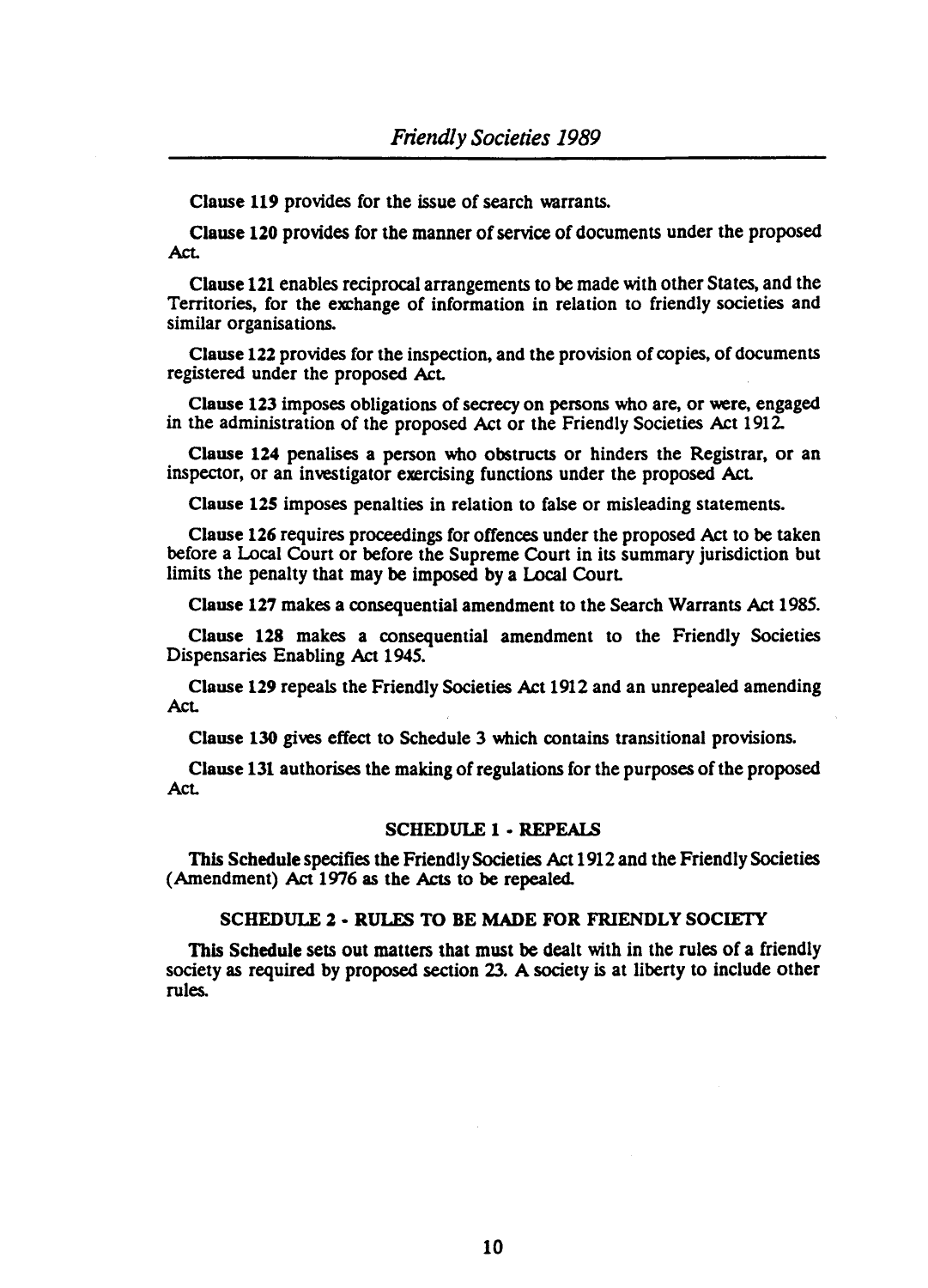**Clause 119** provides for the issue of search warrants.

**Clause 120** provides for the manner of service of documents under the proposed Act.

**Clause 121** enables reciprocal arrangements to be made with other States, and the Territories, for the exchange of information in relation to friendly societies and similar organisations.

**Clause 122** provides for the inspection, and the provision of copies, of documents registered under the proposed Act.

**Clause 123** imposes obligations of secrecy on persons who are, or were, engaged in the administration of the proposed Act or the Friendly Societies Act 1912.

**Clause 124** penalises a person who obstructs or hinders the Registrar, or an inspector, or an investigator exercising functions under the proposed Act.

**Clause 125** imposes penalties in relation to false or misleading statements.

**Clause 126** requires proceedings for offences under the proposed Act to be taken before a Local Court or before the Supreme Court in its summary jurisdiction but limits the penalty that may be imposed by a Local Court.

**Clause 127** makes a consequential amendment to the Search Warrants Act 1985.

**Clause 128** makes a consequential amendment to the Friendly Societies Dispensaries Enabling Act 1945.

**Clause 129** repeals the Friendly Societies Act 1912 and an unrepealed amending Act.

**Clause 130** gives effect to Schedule 3 which contains transitional provisions.

**Clause 131** authorises the making of regulations for the purposes of the proposed Act.

## SCHEDULE 1 - REPEALS

This Schedule specifies the Friendly Societies Act 1912 and the Friendly Societies (Amendment) Act 1976 as the Acts to be repealed.

## SCHEDULE 2 - RULES TO BE MADE FOR FRIENDLY SOCIETY

This Schedule sets out matters that must be dealt with in the rules of a friendly society as required by proposed section 23. A society is at liberty to include other rules.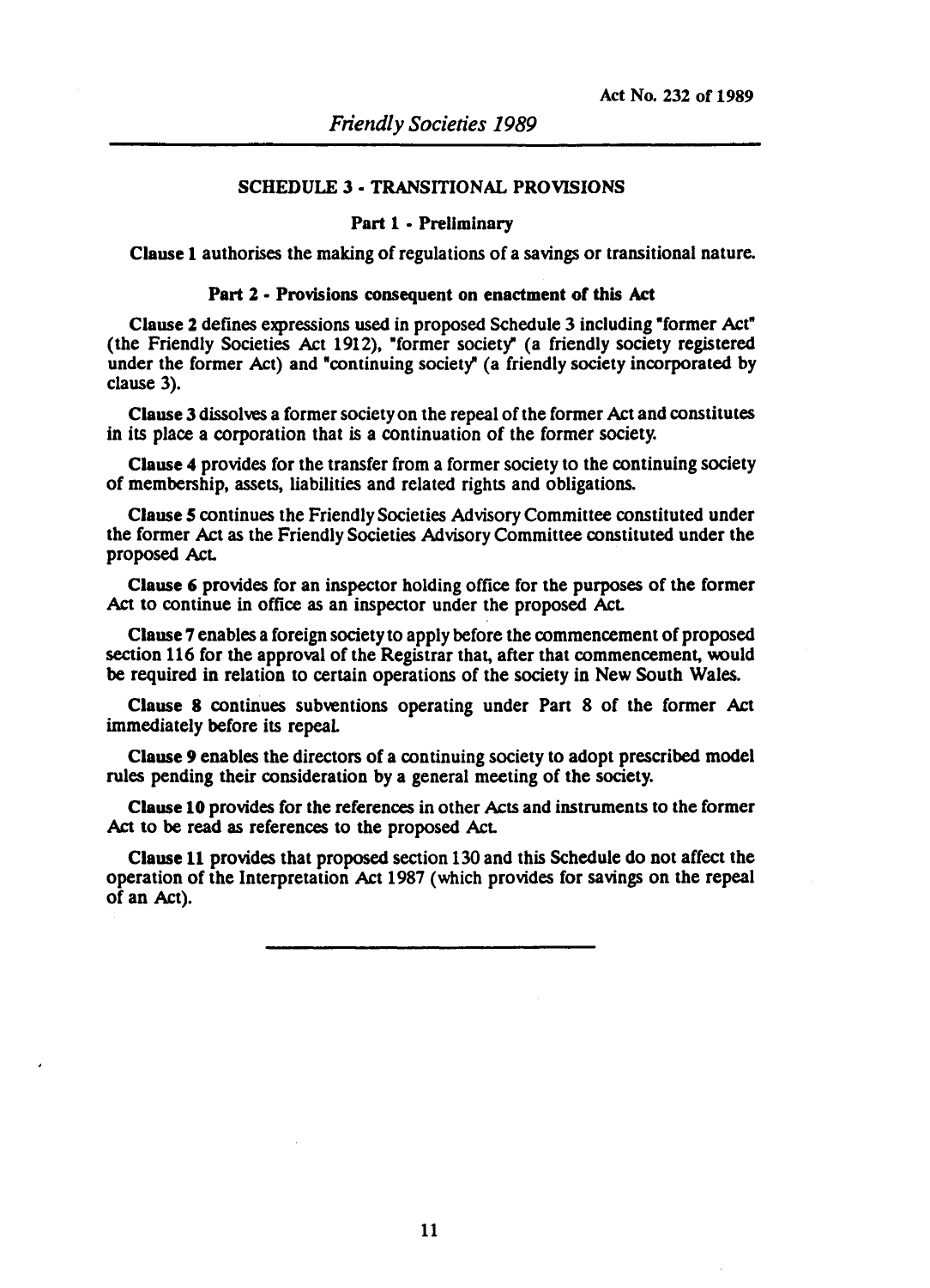## SCHEDULE 3 - TRANSITIONAL PROVISIONS

### Part 1 - Preliminary

**Clause 1** authorises the making of regulations of a savings or transitional nature.

### Part 2 - Provisions consequent on enactment of this Act

**Clause 2** defines expressions used in proposed Schedule 3 including "former Act" (the Friendly Societies Act 1912), "former society" (a friendly society registered under the former Act) and "continuing society" (a friendly society incorporated by clause 3).

**Clause 3** dissolves a former society on the repeal of the former Act and constitutes in its place a corporation that is a continuation of the former society.

**Clause 4** provides for the transfer from a former society to the continuing society of membership, assets, liabilities and related rights and obligations.

**Clause 5** continues the Friendly Societies Advisory Committee constituted under the former Act as the Friendly Societies Advisory Committee constituted under the proposed Act.

**Clause 6** provides for an inspector holding office for the purposes of the former Act to continue in office as an inspector under the proposed Act.

**Clause 7** enables a foreign society to apply before the commencement of proposed section 116 for the approval of the Registrar that, after that commencement, would be required in relation to certain operations of the society in New South Wales.

**Clause 8** continues subventions operating under Part 8 of the former Act immediately before its repeal.

**Clause 9** enables the directors of a continuing society to adopt prescribed model rules pending their consideration by a general meeting of the society.

**Clause 10** provides for the references in other Acts and instruments to the former Act to be read as references to the proposed Act.

**Clause 11** provides that proposed section 130 and this Schedule do not affect the operation of the Interpretation Act 1987 (which provides for savings on the repeal of an Act).